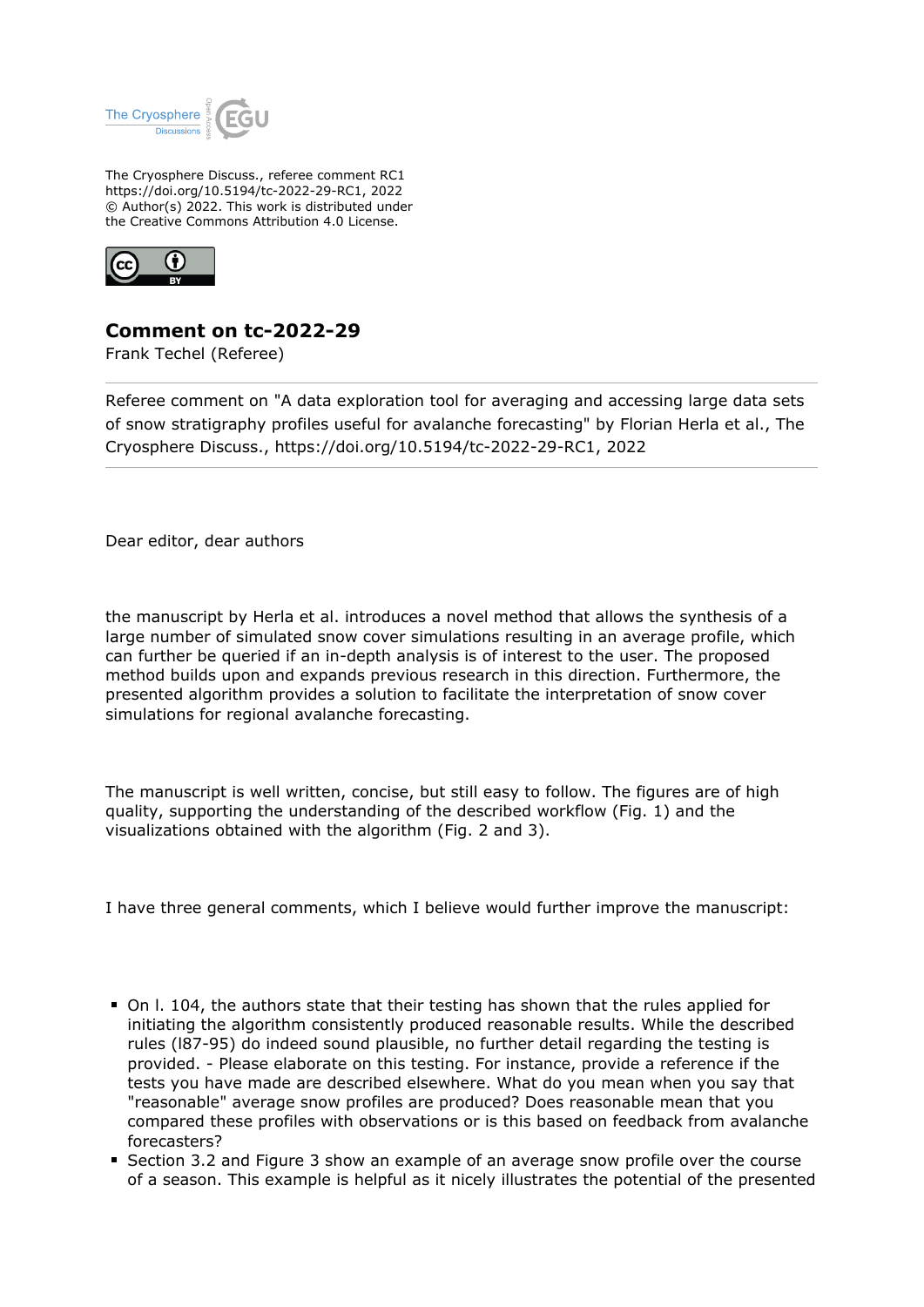The Cryosphere Discuss., referee comment RC1
https://doi.org/10.5194/tc-2022-29-RC1, 2022
© Author(s) 2022. This work is distributed under
the Creative Commons Attribution 4.0 License.

## Comment on tc-2022-29

Frank Techel (Referee)

Referee comment on "A data exploration tool for averaging and accessing large data sets of snow stratigraphy profiles useful for avalanche forecasting" by Florian Herla et al., The Cryosphere Discuss., https://doi.org/10.5194/tc-2022-29-RC1, 2022

Dear editor, dear authors

the manuscript by Herla et al. introduces a novel method that allows the synthesis of a large number of simulated snow cover simulations resulting in an average profile, which can further be queried if an in-depth analysis is of interest to the user. The proposed method builds upon and expands previous research in this direction. Furthermore, the presented algorithm provides a solution to facilitate the interpretation of snow cover simulations for regional avalanche forecasting.

The manuscript is well written, concise, but still easy to follow. The figures are of high quality, supporting the understanding of the described workflow (Fig. 1) and the visualizations obtained with the algorithm (Fig. 2 and 3).

I have three general comments, which I believe would further improve the manuscript:

- On l. 104, the authors state that their testing has shown that the rules applied for initiating the algorithm consistently produced reasonable results. While the described rules (l87-95) do indeed sound plausible, no further detail regarding the testing is provided. - Please elaborate on this testing. For instance, provide a reference if the tests you have made are described elsewhere. What do you mean when you say that "reasonable" average snow profiles are produced? Does reasonable mean that you compared these profiles with observations or is this based on feedback from avalanche forecasters?
- Section 3.2 and Figure 3 show an example of an average snow profile over the course of a season. This example is helpful as it nicely illustrates the potential of the presented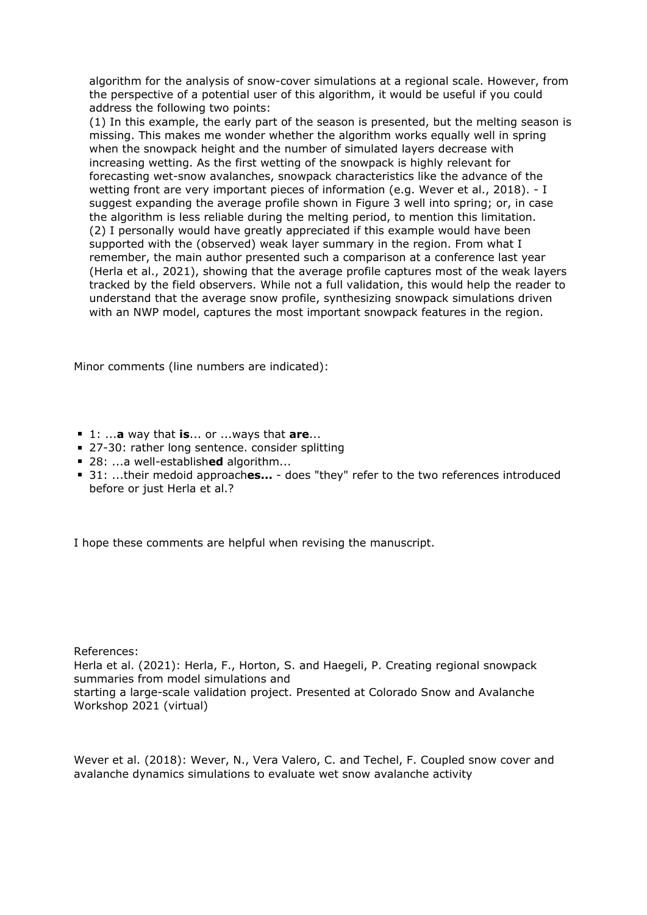algorithm for the analysis of snow-cover simulations at a regional scale. However, from the perspective of a potential user of this algorithm, it would be useful if you could address the following two points:
(1) In this example, the early part of the season is presented, but the melting season is missing. This makes me wonder whether the algorithm works equally well in spring when the snowpack height and the number of simulated layers decrease with increasing wetting. As the first wetting of the snowpack is highly relevant for forecasting wet-snow avalanches, snowpack characteristics like the advance of the wetting front are very important pieces of information (e.g. Wever et al., 2018). - I suggest expanding the average profile shown in Figure 3 well into spring; or, in case the algorithm is less reliable during the melting period, to mention this limitation.
(2) I personally would have greatly appreciated if this example would have been supported with the (observed) weak layer summary in the region. From what I remember, the main author presented such a comparison at a conference last year (Herla et al., 2021), showing that the average profile captures most of the weak layers tracked by the field observers. While not a full validation, this would help the reader to understand that the average snow profile, synthesizing snowpack simulations driven with an NWP model, captures the most important snowpack features in the region.

Minor comments (line numbers are indicated):

- 1: ...**a** way that **is**... or ...ways that **are**...
- 27-30: rather long sentence. consider splitting
- 28: ...a well-establish**ed** algorithm...
- 31: ...their medoid approach**es...** - does "they" refer to the two references introduced before or just Herla et al.?

I hope these comments are helpful when revising the manuscript.

References:
Herla et al. (2021): Herla, F., Horton, S. and Haegeli, P. Creating regional snowpack summaries from model simulations and
starting a large-scale validation project. Presented at Colorado Snow and Avalanche Workshop 2021 (virtual)

Wever et al. (2018): Wever, N., Vera Valero, C. and Techel, F. Coupled snow cover and avalanche dynamics simulations to evaluate wet snow avalanche activity